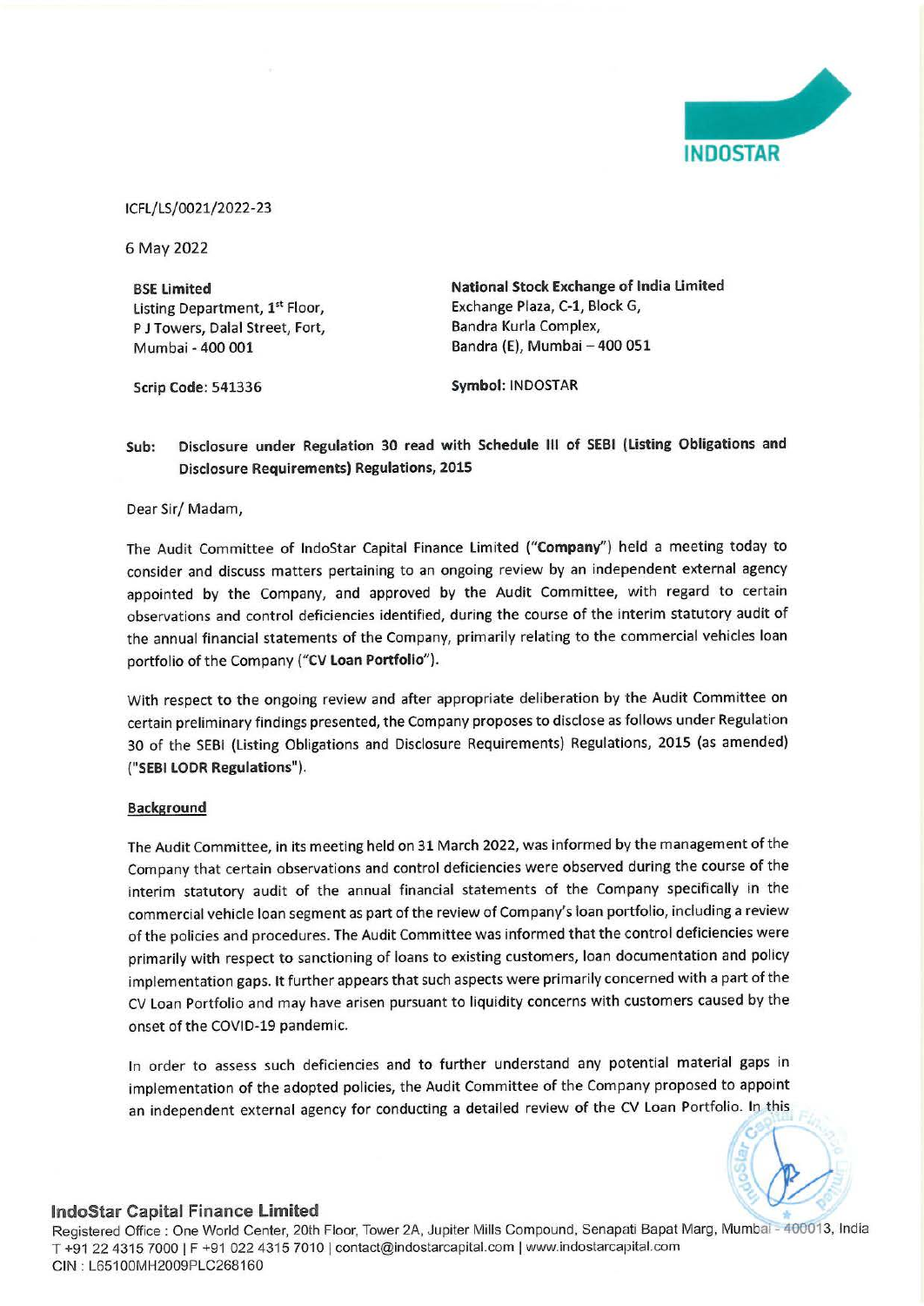ICFL/LS/0021/2022-23

6 May 2022

**BSE Limited**
Listing Department, 1st Floor,
P J Towers, Dalal Street, Fort,
Mumbai - 400 001

Scrip Code: 541336

**National Stock Exchange of India Limited**
Exchange Plaza, C-1, Block G,
Bandra Kurla Complex,
Bandra (E), Mumbai – 400 051

**Symbol:** INDOSTAR

**Sub: Disclosure under Regulation 30 read with Schedule III of SEBI (Listing Obligations and Disclosure Requirements) Regulations, 2015**

Dear Sir/ Madam,

The Audit Committee of IndoStar Capital Finance Limited ("**Company**") held a meeting today to consider and discuss matters pertaining to an ongoing review by an independent external agency appointed by the Company, and approved by the Audit Committee, with regard to certain observations and control deficiencies identified, during the course of the interim statutory audit of the annual financial statements of the Company, primarily relating to the commercial vehicles loan portfolio of the Company ("**CV Loan Portfolio**").

With respect to the ongoing review and after appropriate deliberation by the Audit Committee on certain preliminary findings presented, the Company proposes to disclose as follows under Regulation 30 of the SEBI (Listing Obligations and Disclosure Requirements) Regulations, 2015 (as amended) ("**SEBI LODR Regulations**").

**Background**

The Audit Committee, in its meeting held on 31 March 2022, was informed by the management of the Company that certain observations and control deficiencies were observed during the course of the interim statutory audit of the annual financial statements of the Company specifically in the commercial vehicle loan segment as part of the review of Company's loan portfolio, including a review of the policies and procedures. The Audit Committee was informed that the control deficiencies were primarily with respect to sanctioning of loans to existing customers, loan documentation and policy implementation gaps. It further appears that such aspects were primarily concerned with a part of the CV Loan Portfolio and may have arisen pursuant to liquidity concerns with customers caused by the onset of the COVID-19 pandemic.

In order to assess such deficiencies and to further understand any potential material gaps in implementation of the adopted policies, the Audit Committee of the Company proposed to appoint an independent external agency for conducting a detailed review of the CV Loan Portfolio. In this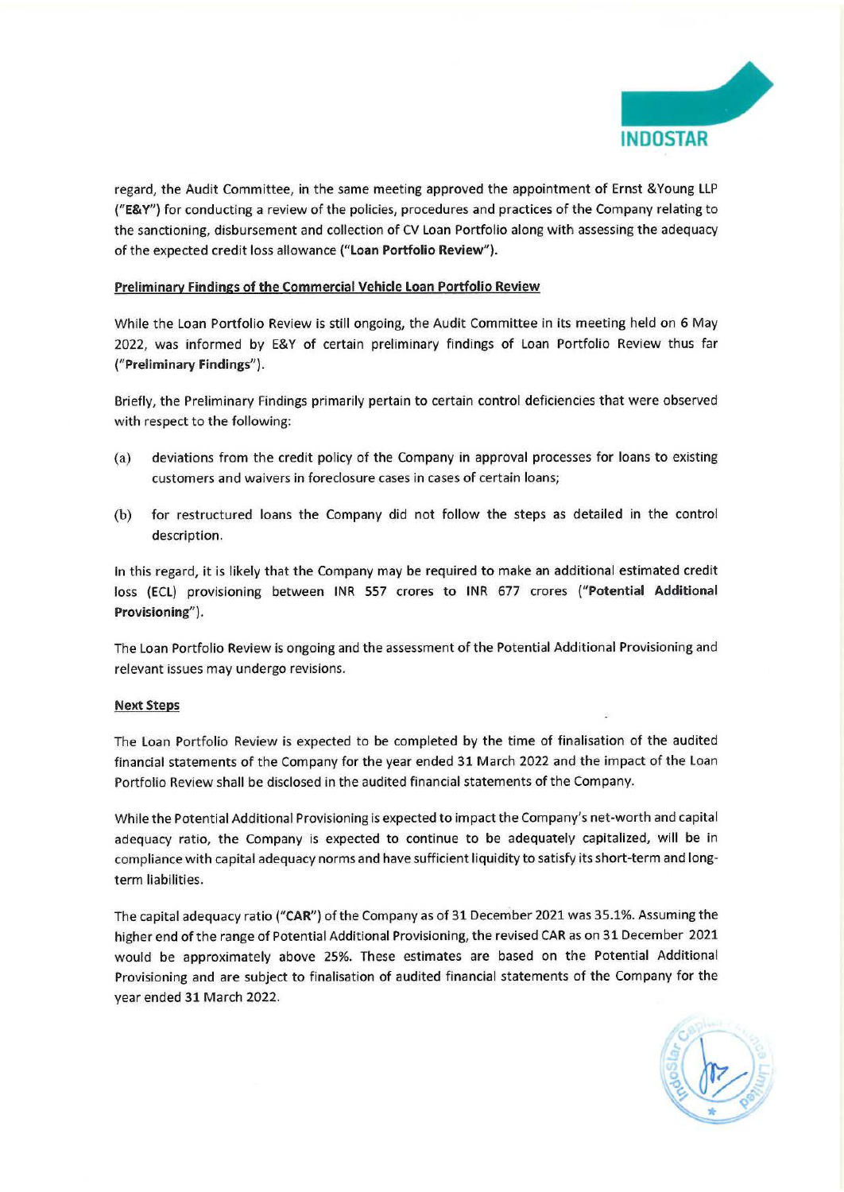regard, the Audit Committee, in the same meeting approved the appointment of Ernst &Young LLP ("**E&Y**") for conducting a review of the policies, procedures and practices of the Company relating to the sanctioning, disbursement and collection of CV Loan Portfolio along with assessing the adequacy of the expected credit loss allowance ("**Loan Portfolio Review**").

**Preliminary Findings of the Commercial Vehicle Loan Portfolio Review**

While the Loan Portfolio Review is still ongoing, the Audit Committee in its meeting held on 6 May 2022, was informed by E&Y of certain preliminary findings of Loan Portfolio Review thus far ("**Preliminary Findings**").

Briefly, the Preliminary Findings primarily pertain to certain control deficiencies that were observed with respect to the following:

(a) deviations from the credit policy of the Company in approval processes for loans to existing customers and waivers in foreclosure cases in cases of certain loans;

(b) for restructured loans the Company did not follow the steps as detailed in the control description.

In this regard, it is likely that the Company may be required to make an additional estimated credit loss (ECL) provisioning between INR 557 crores to INR 677 crores ("**Potential Additional Provisioning**").

The Loan Portfolio Review is ongoing and the assessment of the Potential Additional Provisioning and relevant issues may undergo revisions.

**Next Steps**

The Loan Portfolio Review is expected to be completed by the time of finalisation of the audited financial statements of the Company for the year ended 31 March 2022 and the impact of the Loan Portfolio Review shall be disclosed in the audited financial statements of the Company.

While the Potential Additional Provisioning is expected to impact the Company's net-worth and capital adequacy ratio, the Company is expected to continue to be adequately capitalized, will be in compliance with capital adequacy norms and have sufficient liquidity to satisfy its short-term and long-term liabilities.

The capital adequacy ratio ("**CAR**") of the Company as of 31 December 2021 was 35.1%. Assuming the higher end of the range of Potential Additional Provisioning, the revised CAR as on 31 December 2021 would be approximately above 25%. These estimates are based on the Potential Additional Provisioning and are subject to finalisation of audited financial statements of the Company for the year ended 31 March 2022.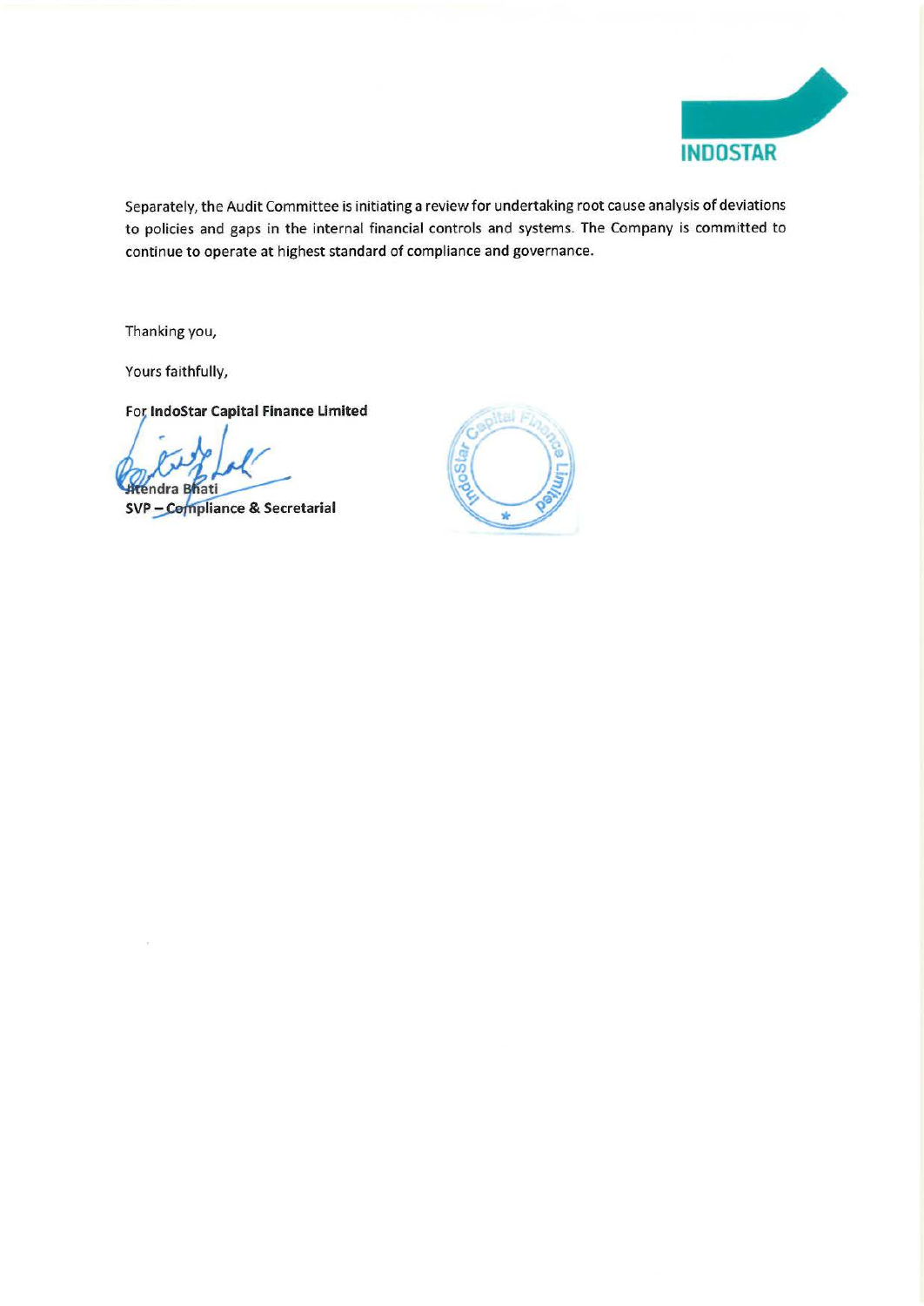Separately, the Audit Committee is initiating a review for undertaking root cause analysis of deviations to policies and gaps in the internal financial controls and systems. The Company is committed to continue to operate at highest standard of compliance and governance.

Thanking you,

Yours faithfully,

**For IndoStar Capital Finance Limited**

**Jitendra Bhati**
**SVP – Compliance & Secretarial**